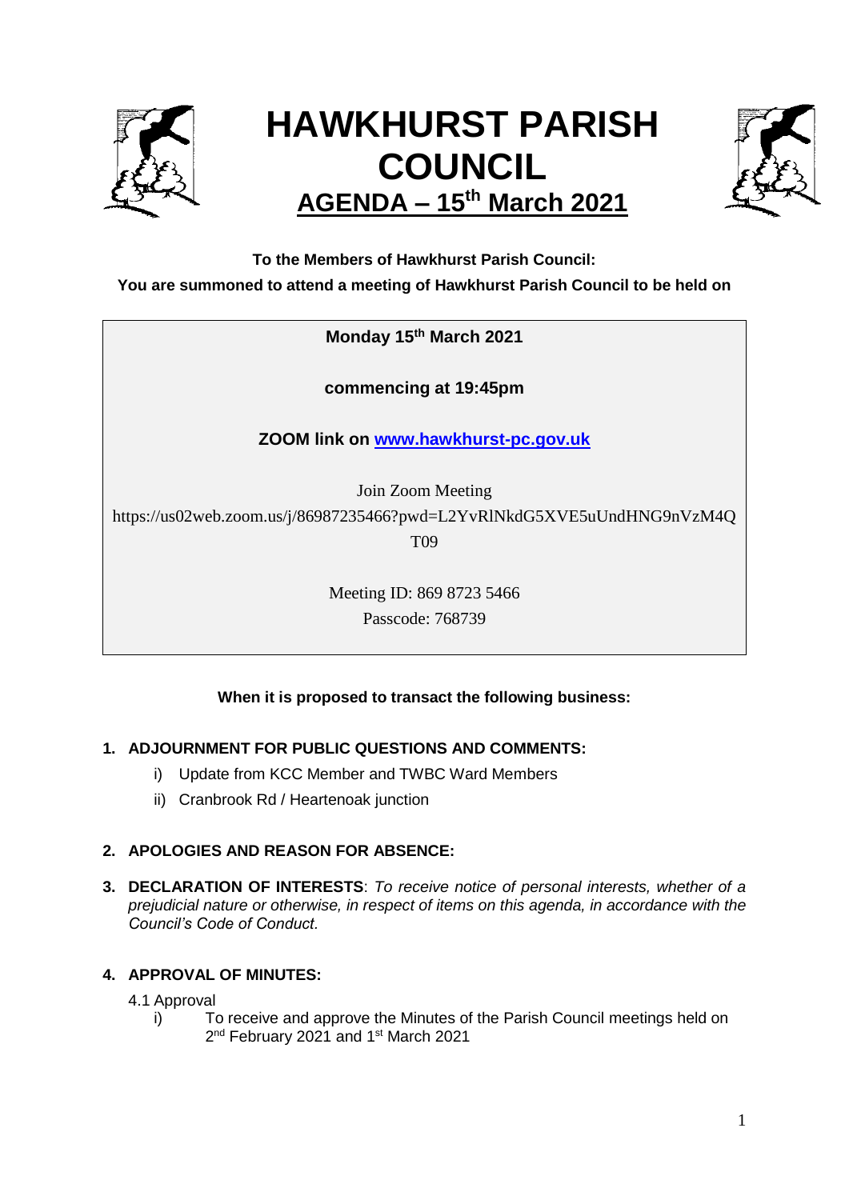# HAWKHURST PARISH COUNCIL

## AGENDA – 15th March 2021

**To the Members of Hawkhurst Parish Council:**

**You are summoned to attend a meeting of Hawkhurst Parish Council to be held on**

**Monday 15th March 2021**

**commencing at 19:45pm**

**ZOOM link on [www.hawkhurst-pc.gov.uk](http://www.hawkhurst-pc.gov.uk)**

Join Zoom Meeting
https://us02web.zoom.us/j/86987235466?pwd=L2YvRlNkdG5XVE5uUndHNG9nVzM4QT09

Meeting ID: 869 8723 5466
Passcode: 768739

**When it is proposed to transact the following business:**

1. **ADJOURNMENT FOR PUBLIC QUESTIONS AND COMMENTS:**
   i) Update from KCC Member and TWBC Ward Members
   ii) Cranbrook Rd / Heartenoak junction

2. **APOLOGIES AND REASON FOR ABSENCE:**

3. **DECLARATION OF INTERESTS**: *To receive notice of personal interests, whether of a prejudicial nature or otherwise, in respect of items on this agenda, in accordance with the Council's Code of Conduct.*

4. **APPROVAL OF MINUTES:**

   4.1 Approval
   i) To receive and approve the Minutes of the Parish Council meetings held on 2nd February 2021 and 1st March 2021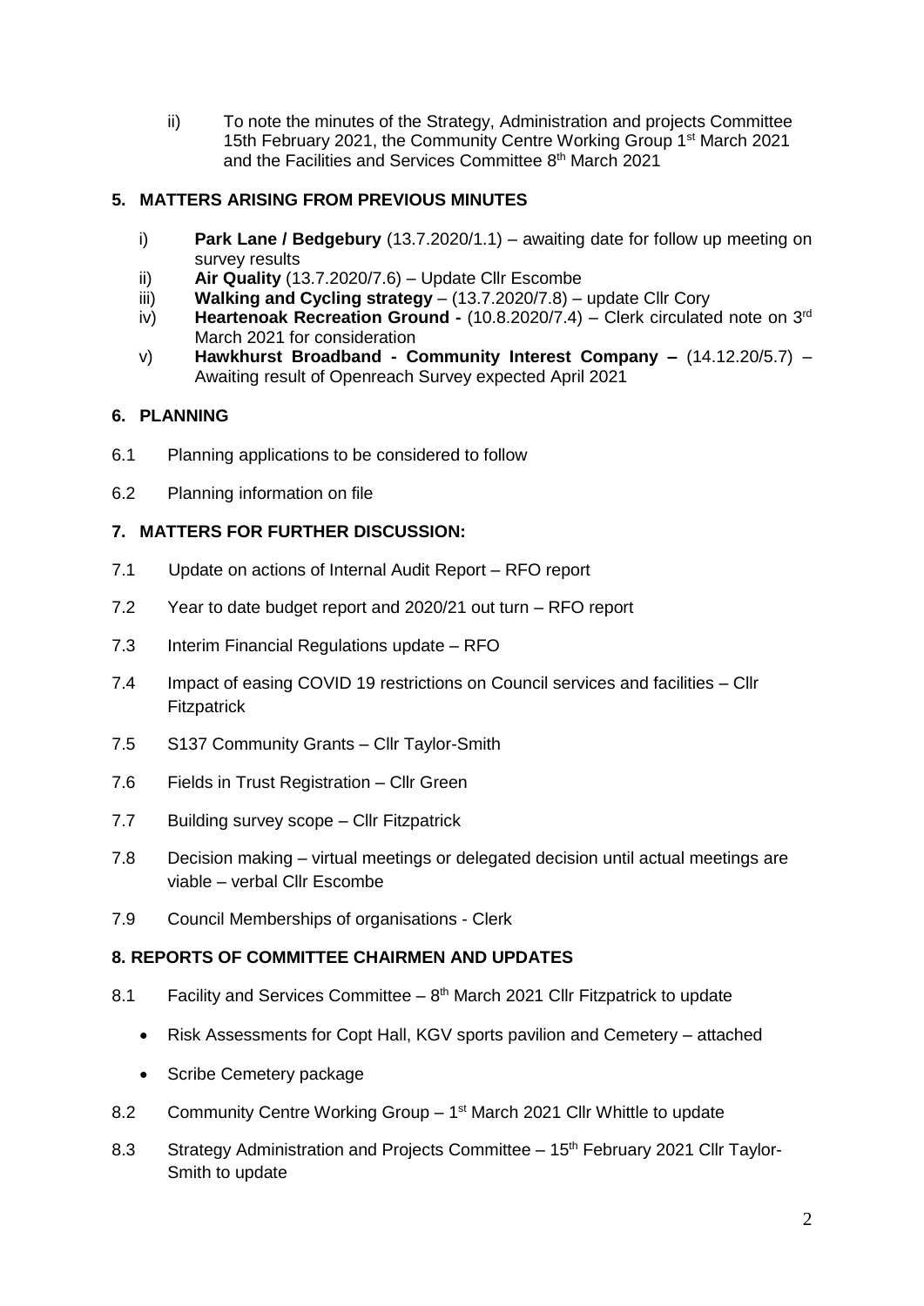ii) To note the minutes of the Strategy, Administration and projects Committee 15th February 2021, the Community Centre Working Group 1st March 2021 and the Facilities and Services Committee 8th March 2021

## 5. MATTERS ARISING FROM PREVIOUS MINUTES

i) **Park Lane / Bedgebury** (13.7.2020/1.1) – awaiting date for follow up meeting on survey results
ii) **Air Quality** (13.7.2020/7.6) – Update Cllr Escombe
iii) **Walking and Cycling strategy** – (13.7.2020/7.8) – update Cllr Cory
iv) **Heartenoak Recreation Ground -** (10.8.2020/7.4) – Clerk circulated note on 3rd March 2021 for consideration
v) **Hawkhurst Broadband - Community Interest Company –** (14.12.20/5.7) – Awaiting result of Openreach Survey expected April 2021

## 6. PLANNING

6.1 Planning applications to be considered to follow

6.2 Planning information on file

## 7. MATTERS FOR FURTHER DISCUSSION:

7.1 Update on actions of Internal Audit Report – RFO report

7.2 Year to date budget report and 2020/21 out turn – RFO report

7.3 Interim Financial Regulations update – RFO

7.4 Impact of easing COVID 19 restrictions on Council services and facilities – Cllr Fitzpatrick

7.5 S137 Community Grants – Cllr Taylor-Smith

7.6 Fields in Trust Registration – Cllr Green

7.7 Building survey scope – Cllr Fitzpatrick

7.8 Decision making – virtual meetings or delegated decision until actual meetings are viable – verbal Cllr Escombe

7.9 Council Memberships of organisations - Clerk

## 8. REPORTS OF COMMITTEE CHAIRMEN AND UPDATES

8.1 Facility and Services Committee – 8th March 2021 Cllr Fitzpatrick to update

- Risk Assessments for Copt Hall, KGV sports pavilion and Cemetery – attached
- Scribe Cemetery package

8.2 Community Centre Working Group – 1st March 2021 Cllr Whittle to update

8.3 Strategy Administration and Projects Committee – 15th February 2021 Cllr Taylor-Smith to update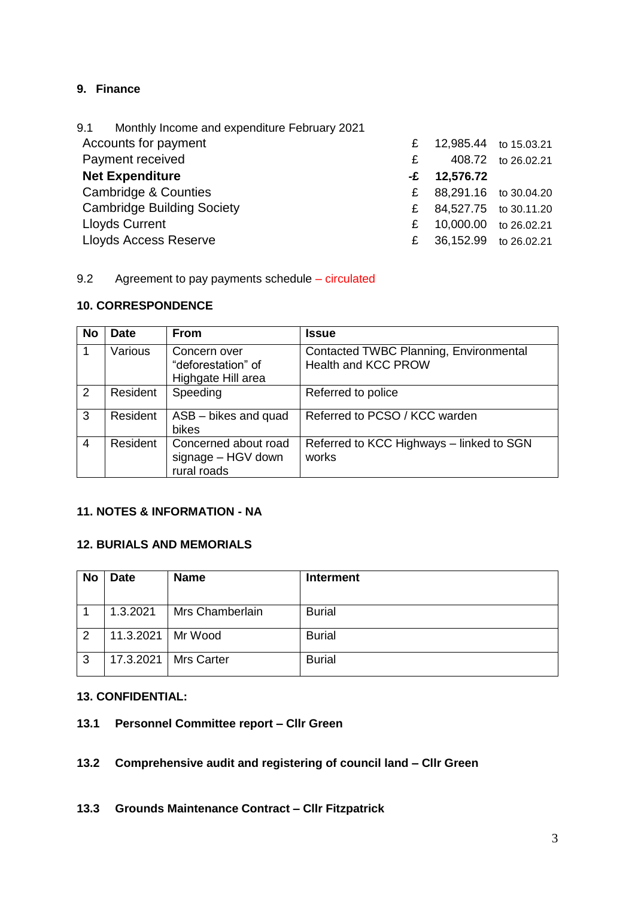## 9. Finance

9.1 Monthly Income and expenditure February 2021

| | | | |
|---|---|---|---|
| Accounts for payment | £ | 12,985.44 | to 15.03.21 |
| Payment received | £ | 408.72 | to 26.02.21 |
| **Net Expenditure** | **-£** | **12,576.72** | |
| Cambridge & Counties | £ | 88,291.16 | to 30.04.20 |
| Cambridge Building Society | £ | 84,527.75 | to 30.11.20 |
| Lloyds Current | £ | 10,000.00 | to 26.02.21 |
| Lloyds Access Reserve | £ | 36,152.99 | to 26.02.21 |

9.2 Agreement to pay payments schedule – circulated

## 10. CORRESPONDENCE

| No | Date | From | Issue |
|---|---|---|---|
| 1 | Various | Concern over "deforestation" of Highgate Hill area | Contacted TWBC Planning, Environmental Health and KCC PROW |
| 2 | Resident | Speeding | Referred to police |
| 3 | Resident | ASB – bikes and quad bikes | Referred to PCSO / KCC warden |
| 4 | Resident | Concerned about road signage – HGV down rural roads | Referred to KCC Highways – linked to SGN works |

## 11. NOTES & INFORMATION - NA

## 12. BURIALS AND MEMORIALS

| No | Date | Name | Interment |
|---|---|---|---|
| 1 | 1.3.2021 | Mrs Chamberlain | Burial |
| 2 | 11.3.2021 | Mr Wood | Burial |
| 3 | 17.3.2021 | Mrs Carter | Burial |

## 13. CONFIDENTIAL:

**13.1 Personnel Committee report – Cllr Green**

**13.2 Comprehensive audit and registering of council land – Cllr Green**

**13.3 Grounds Maintenance Contract – Cllr Fitzpatrick**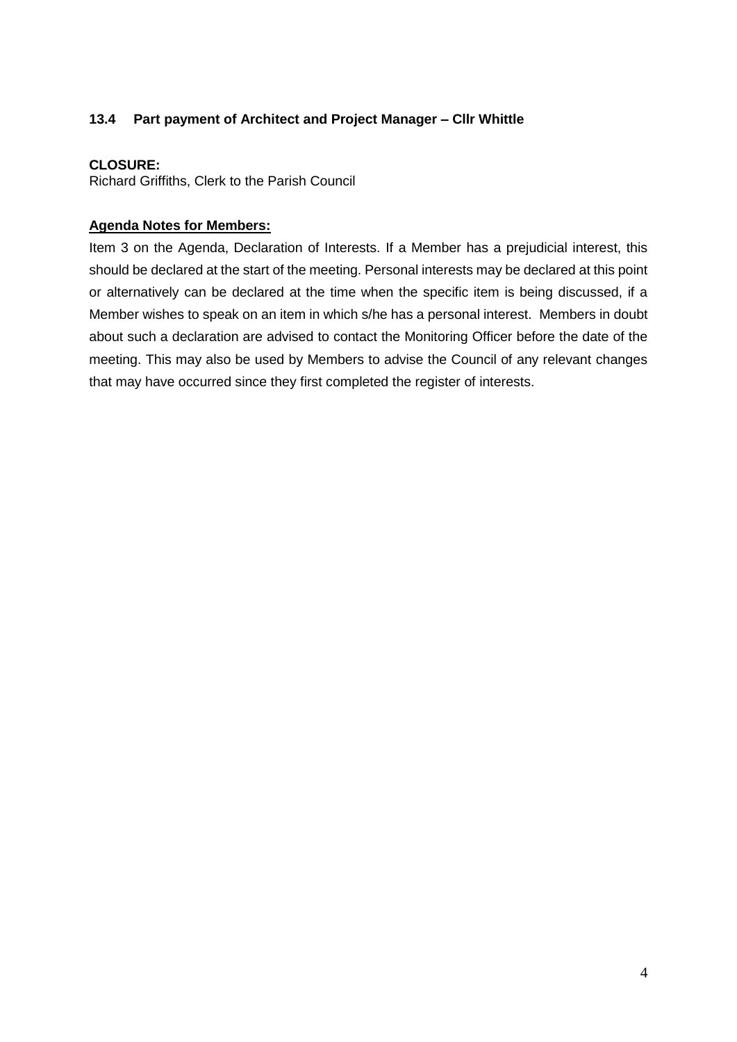### 13.4 Part payment of Architect and Project Manager – Cllr Whittle

**CLOSURE:**
Richard Griffiths, Clerk to the Parish Council

**Agenda Notes for Members:**

Item 3 on the Agenda, Declaration of Interests. If a Member has a prejudicial interest, this should be declared at the start of the meeting. Personal interests may be declared at this point or alternatively can be declared at the time when the specific item is being discussed, if a Member wishes to speak on an item in which s/he has a personal interest. Members in doubt about such a declaration are advised to contact the Monitoring Officer before the date of the meeting. This may also be used by Members to advise the Council of any relevant changes that may have occurred since they first completed the register of interests.